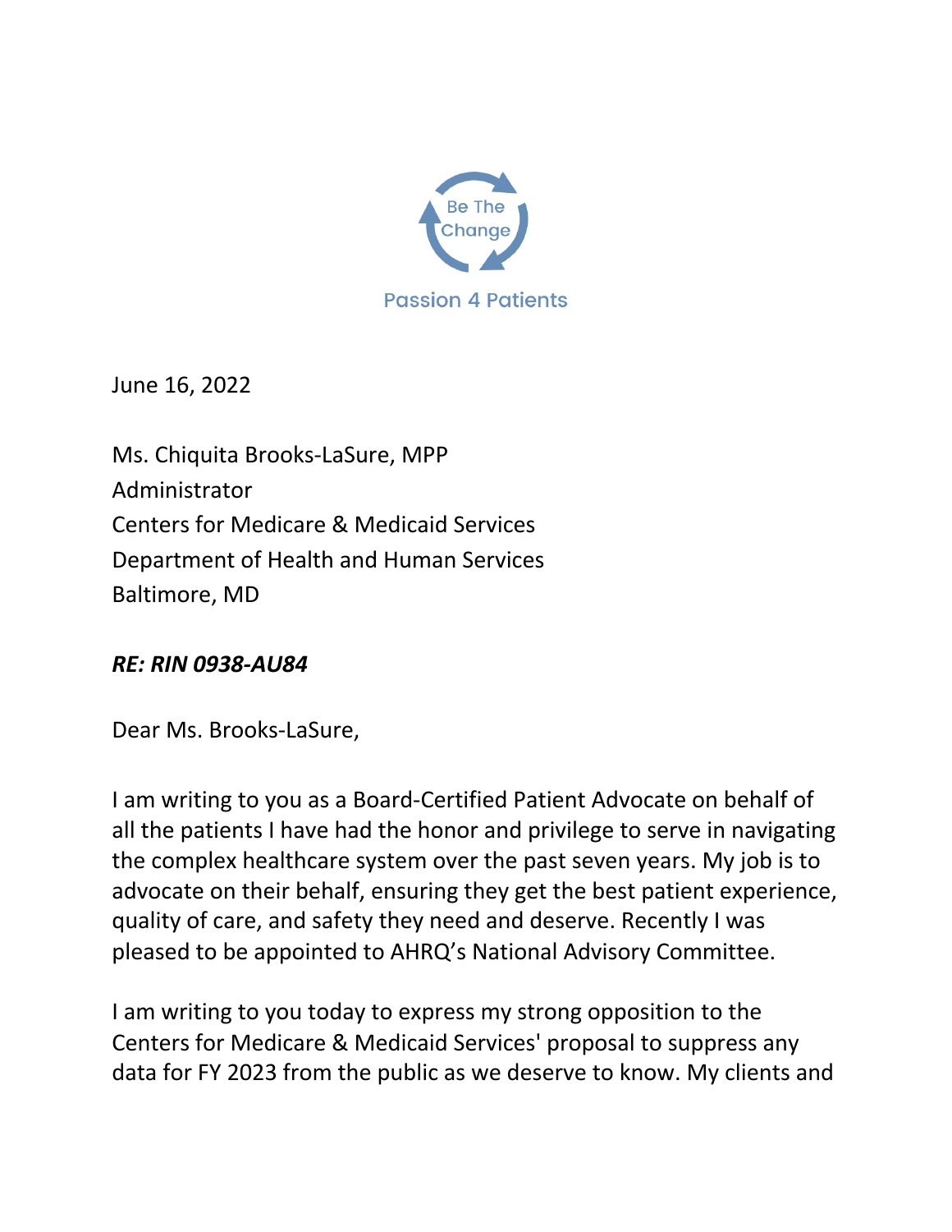Be The Change

Passion 4 Patients

June 16, 2022

Ms. Chiquita Brooks-LaSure, MPP
Administrator
Centers for Medicare & Medicaid Services
Department of Health and Human Services
Baltimore, MD

***RE: RIN 0938-AU84***

Dear Ms. Brooks-LaSure,

I am writing to you as a Board-Certified Patient Advocate on behalf of all the patients I have had the honor and privilege to serve in navigating the complex healthcare system over the past seven years. My job is to advocate on their behalf, ensuring they get the best patient experience, quality of care, and safety they need and deserve. Recently I was pleased to be appointed to AHRQ's National Advisory Committee.

I am writing to you today to express my strong opposition to the Centers for Medicare & Medicaid Services' proposal to suppress any data for FY 2023 from the public as we deserve to know. My clients and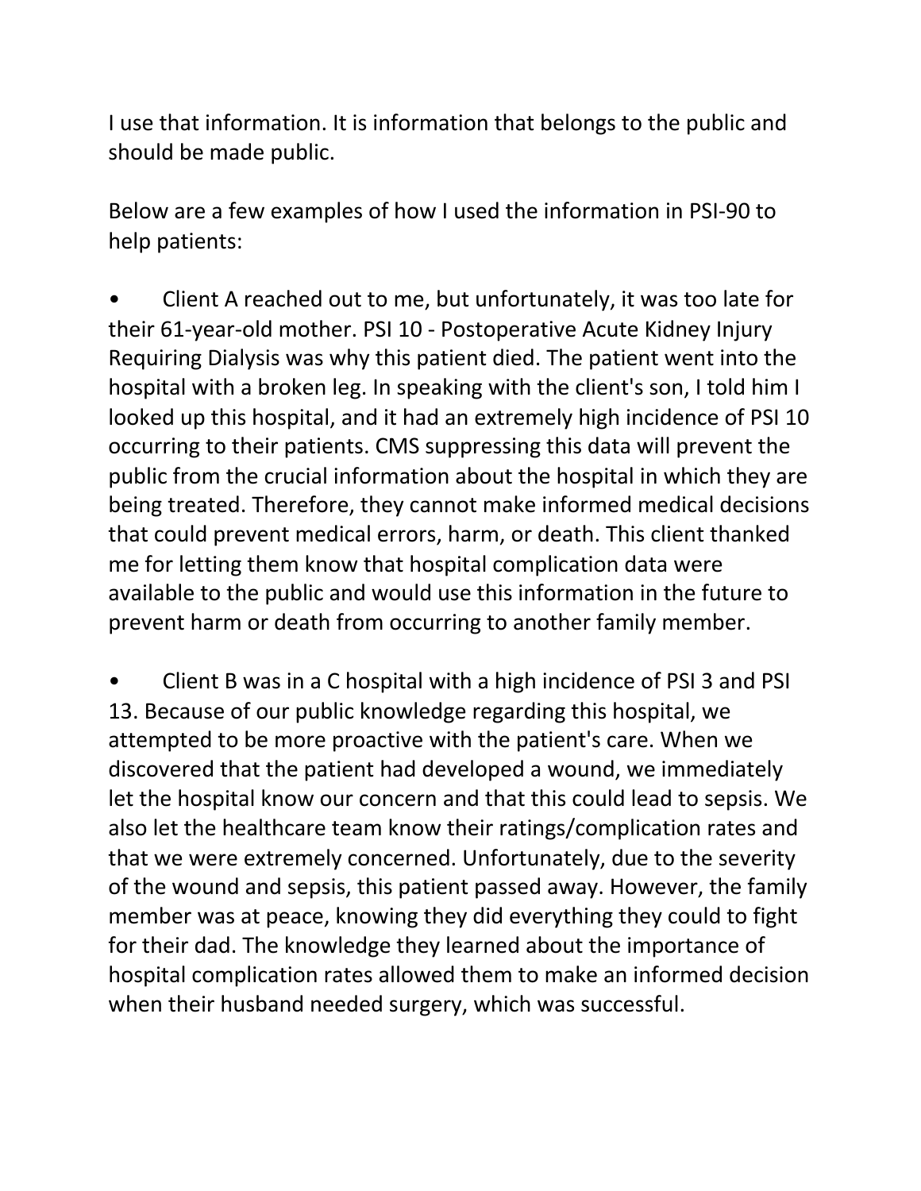I use that information. It is information that belongs to the public and should be made public.

Below are a few examples of how I used the information in PSI-90 to help patients:

- Client A reached out to me, but unfortunately, it was too late for their 61-year-old mother. PSI 10 - Postoperative Acute Kidney Injury Requiring Dialysis was why this patient died. The patient went into the hospital with a broken leg. In speaking with the client's son, I told him I looked up this hospital, and it had an extremely high incidence of PSI 10 occurring to their patients. CMS suppressing this data will prevent the public from the crucial information about the hospital in which they are being treated. Therefore, they cannot make informed medical decisions that could prevent medical errors, harm, or death. This client thanked me for letting them know that hospital complication data were available to the public and would use this information in the future to prevent harm or death from occurring to another family member.

- Client B was in a C hospital with a high incidence of PSI 3 and PSI 13. Because of our public knowledge regarding this hospital, we attempted to be more proactive with the patient's care. When we discovered that the patient had developed a wound, we immediately let the hospital know our concern and that this could lead to sepsis. We also let the healthcare team know their ratings/complication rates and that we were extremely concerned. Unfortunately, due to the severity of the wound and sepsis, this patient passed away. However, the family member was at peace, knowing they did everything they could to fight for their dad. The knowledge they learned about the importance of hospital complication rates allowed them to make an informed decision when their husband needed surgery, which was successful.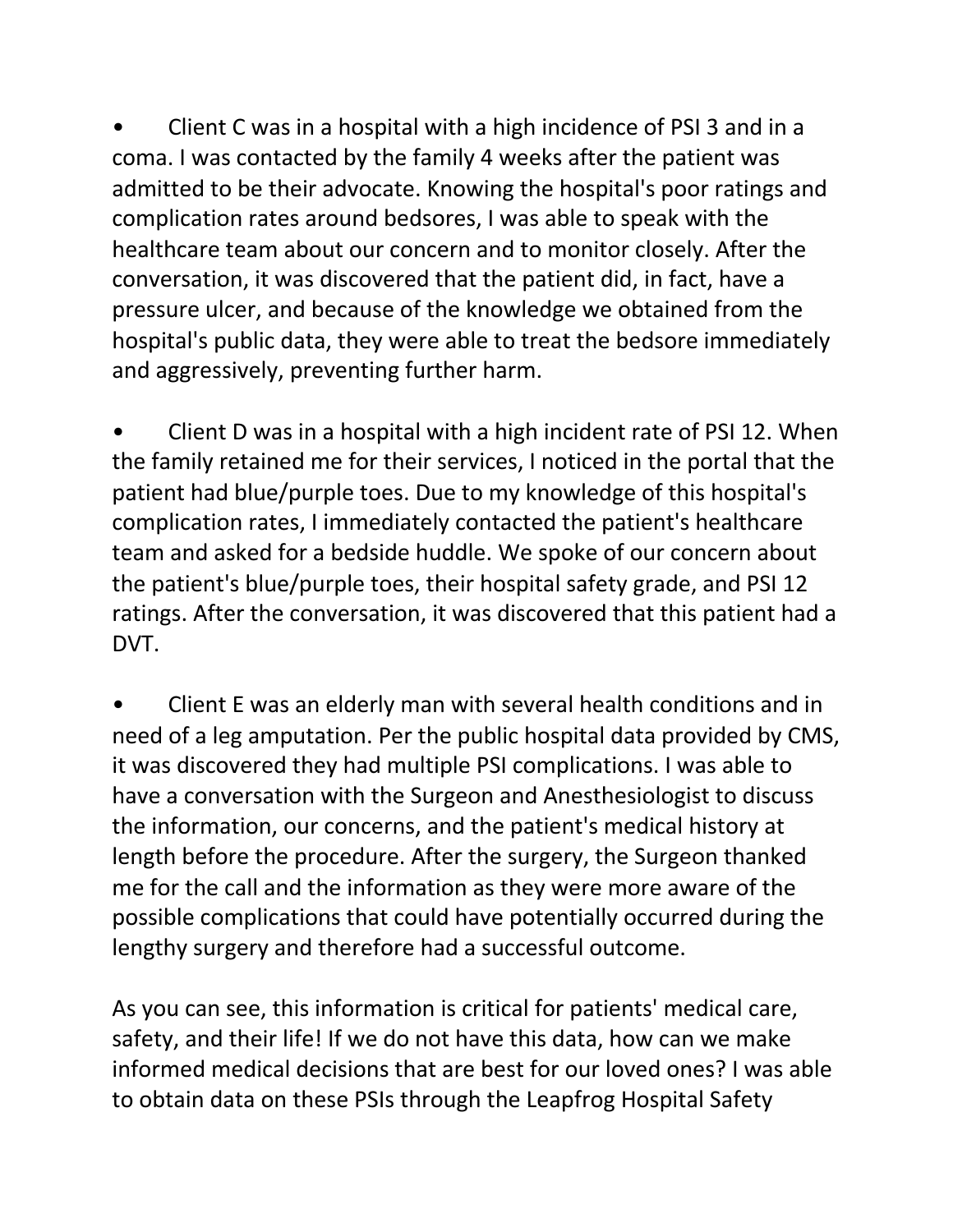- Client C was in a hospital with a high incidence of PSI 3 and in a coma. I was contacted by the family 4 weeks after the patient was admitted to be their advocate. Knowing the hospital's poor ratings and complication rates around bedsores, I was able to speak with the healthcare team about our concern and to monitor closely. After the conversation, it was discovered that the patient did, in fact, have a pressure ulcer, and because of the knowledge we obtained from the hospital's public data, they were able to treat the bedsore immediately and aggressively, preventing further harm.

- Client D was in a hospital with a high incident rate of PSI 12. When the family retained me for their services, I noticed in the portal that the patient had blue/purple toes. Due to my knowledge of this hospital's complication rates, I immediately contacted the patient's healthcare team and asked for a bedside huddle. We spoke of our concern about the patient's blue/purple toes, their hospital safety grade, and PSI 12 ratings. After the conversation, it was discovered that this patient had a DVT.

- Client E was an elderly man with several health conditions and in need of a leg amputation. Per the public hospital data provided by CMS, it was discovered they had multiple PSI complications. I was able to have a conversation with the Surgeon and Anesthesiologist to discuss the information, our concerns, and the patient's medical history at length before the procedure. After the surgery, the Surgeon thanked me for the call and the information as they were more aware of the possible complications that could have potentially occurred during the lengthy surgery and therefore had a successful outcome.

As you can see, this information is critical for patients' medical care, safety, and their life! If we do not have this data, how can we make informed medical decisions that are best for our loved ones? I was able to obtain data on these PSIs through the Leapfrog Hospital Safety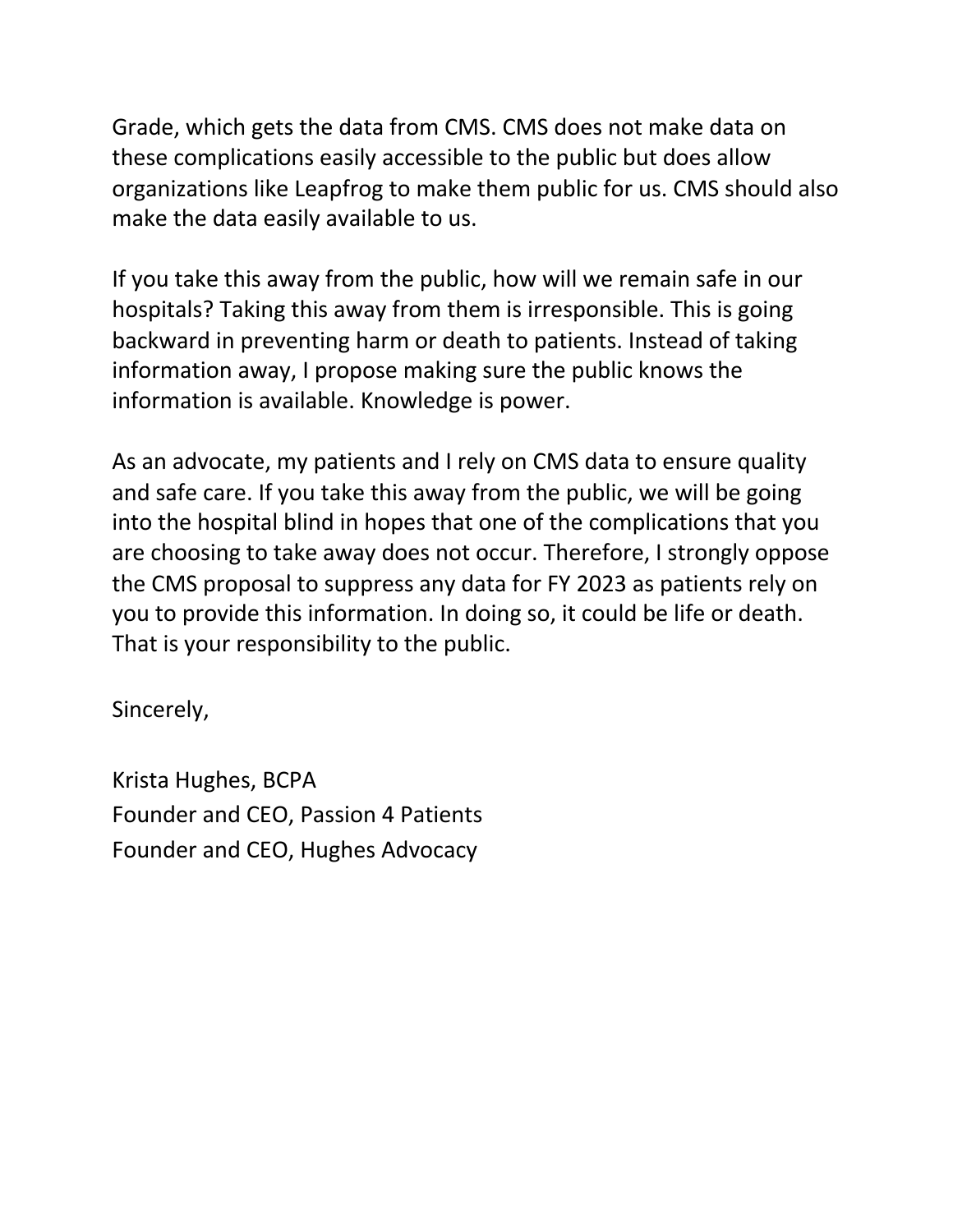Grade, which gets the data from CMS. CMS does not make data on these complications easily accessible to the public but does allow organizations like Leapfrog to make them public for us. CMS should also make the data easily available to us.

If you take this away from the public, how will we remain safe in our hospitals? Taking this away from them is irresponsible. This is going backward in preventing harm or death to patients. Instead of taking information away, I propose making sure the public knows the information is available. Knowledge is power.

As an advocate, my patients and I rely on CMS data to ensure quality and safe care. If you take this away from the public, we will be going into the hospital blind in hopes that one of the complications that you are choosing to take away does not occur. Therefore, I strongly oppose the CMS proposal to suppress any data for FY 2023 as patients rely on you to provide this information. In doing so, it could be life or death. That is your responsibility to the public.

Sincerely,

Krista Hughes, BCPA
Founder and CEO, Passion 4 Patients
Founder and CEO, Hughes Advocacy